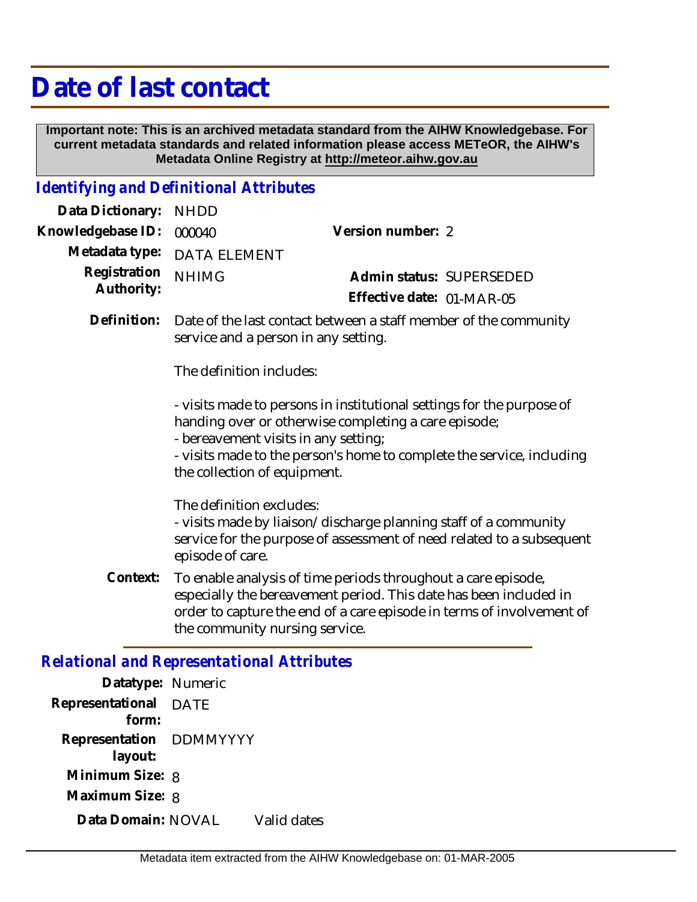# Date of last contact

**Important note: This is an archived metadata standard from the AIHW Knowledgebase. For current metadata standards and related information please access METeOR, the AIHW's Metadata Online Registry at http://meteor.aihw.gov.au**

## *Identifying and Definitional Attributes*

**Data Dictionary:** NHDD

**Knowledgebase ID:** 000040

**Version number:** 2

**Metadata type:** DATA ELEMENT

**Registration Authority:** NHIMG

**Admin status:** SUPERSEDED

**Effective date:** 01-MAR-05

**Definition:** Date of the last contact between a staff member of the community service and a person in any setting.

The definition includes:

- visits made to persons in institutional settings for the purpose of handing over or otherwise completing a care episode;
- bereavement visits in any setting;
- visits made to the person's home to complete the service, including the collection of equipment.

The definition excludes:
- visits made by liaison/discharge planning staff of a community service for the purpose of assessment of need related to a subsequent episode of care.

**Context:** To enable analysis of time periods throughout a care episode, especially the bereavement period. This date has been included in order to capture the end of a care episode in terms of involvement of the community nursing service.

## *Relational and Representational Attributes*

**Datatype:** Numeric

**Representational form:** DATE

**Representation layout:** DDMMYYYY

**Minimum Size:** 8

**Maximum Size:** 8

**Data Domain:** NOVAL Valid dates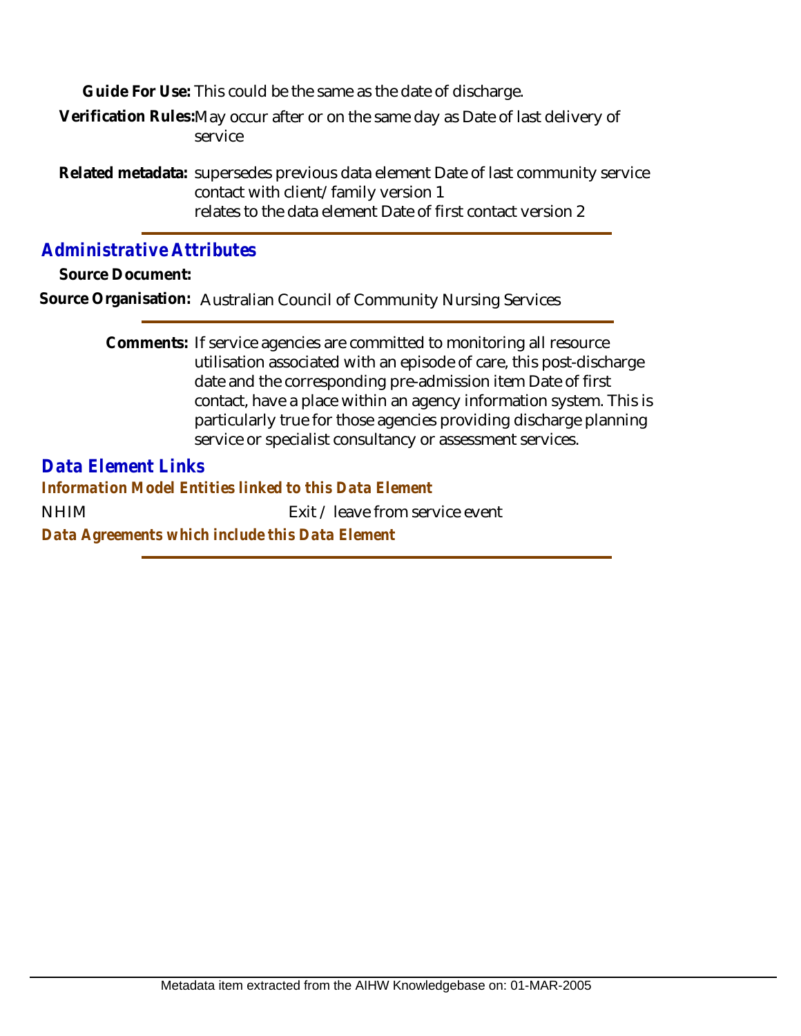**Guide For Use:** This could be the same as the date of discharge.

**Verification Rules:** May occur after or on the same day as Date of last delivery of service

**Related metadata:** supersedes previous data element Date of last community service contact with client/family version 1
relates to the data element Date of first contact version 2

## Administrative Attributes

**Source Document:**

**Source Organisation:** Australian Council of Community Nursing Services

**Comments:** If service agencies are committed to monitoring all resource utilisation associated with an episode of care, this post-discharge date and the corresponding pre-admission item Date of first contact, have a place within an agency information system. This is particularly true for those agencies providing discharge planning service or specialist consultancy or assessment services.

## Data Element Links

### Information Model Entities linked to this Data Element

NHIM Exit / leave from service event

### Data Agreements which include this Data Element